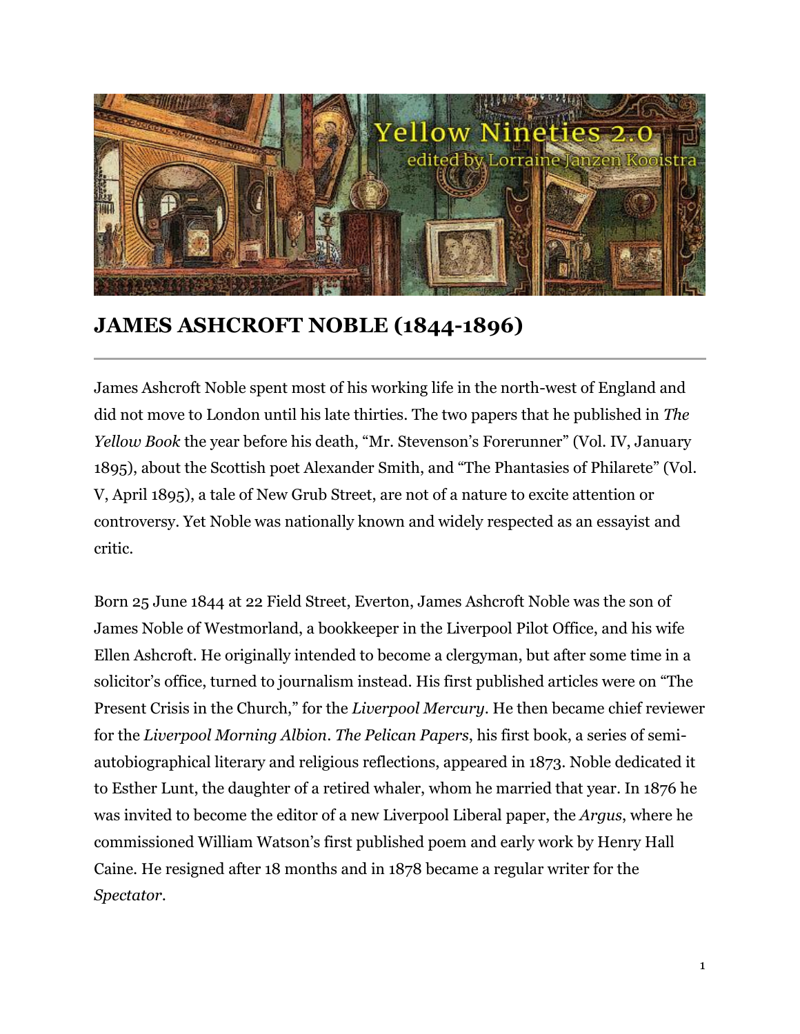# JAMES ASHCROFT NOBLE (1844-1896)

---

James Ashcroft Noble spent most of his working life in the north-west of England and did not move to London until his late thirties. The two papers that he published in *The Yellow Book* the year before his death, "Mr. Stevenson's Forerunner" (Vol. IV, January 1895), about the Scottish poet Alexander Smith, and "The Phantasies of Philarete" (Vol. V, April 1895), a tale of New Grub Street, are not of a nature to excite attention or controversy. Yet Noble was nationally known and widely respected as an essayist and critic.

Born 25 June 1844 at 22 Field Street, Everton, James Ashcroft Noble was the son of James Noble of Westmorland, a bookkeeper in the Liverpool Pilot Office, and his wife Ellen Ashcroft. He originally intended to become a clergyman, but after some time in a solicitor's office, turned to journalism instead. His first published articles were on "The Present Crisis in the Church," for the *Liverpool Mercury*. He then became chief reviewer for the *Liverpool Morning Albion*. *The Pelican Papers*, his first book, a series of semi-autobiographical literary and religious reflections, appeared in 1873. Noble dedicated it to Esther Lunt, the daughter of a retired whaler, whom he married that year. In 1876 he was invited to become the editor of a new Liverpool Liberal paper, the *Argus*, where he commissioned William Watson's first published poem and early work by Henry Hall Caine. He resigned after 18 months and in 1878 became a regular writer for the *Spectator*.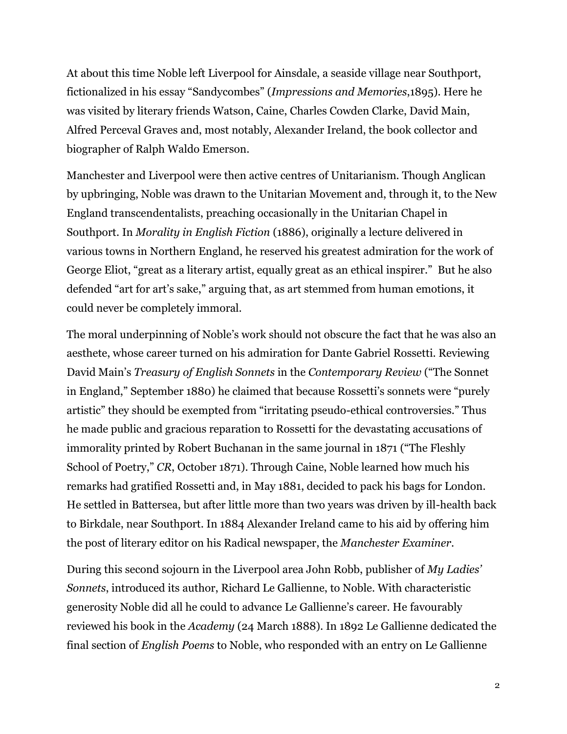At about this time Noble left Liverpool for Ainsdale, a seaside village near Southport, fictionalized in his essay “Sandycombes” (*Impressions and Memories*,1895). Here he was visited by literary friends Watson, Caine, Charles Cowden Clarke, David Main, Alfred Perceval Graves and, most notably, Alexander Ireland, the book collector and biographer of Ralph Waldo Emerson.

Manchester and Liverpool were then active centres of Unitarianism. Though Anglican by upbringing, Noble was drawn to the Unitarian Movement and, through it, to the New England transcendentalists, preaching occasionally in the Unitarian Chapel in Southport. In *Morality in English Fiction* (1886), originally a lecture delivered in various towns in Northern England, he reserved his greatest admiration for the work of George Eliot, “great as a literary artist, equally great as an ethical inspirer.” But he also defended “art for art’s sake,” arguing that, as art stemmed from human emotions, it could never be completely immoral.

The moral underpinning of Noble’s work should not obscure the fact that he was also an aesthete, whose career turned on his admiration for Dante Gabriel Rossetti. Reviewing David Main’s *Treasury of English Sonnets* in the *Contemporary Review* (“The Sonnet in England,” September 1880) he claimed that because Rossetti’s sonnets were “purely artistic” they should be exempted from “irritating pseudo-ethical controversies.” Thus he made public and gracious reparation to Rossetti for the devastating accusations of immorality printed by Robert Buchanan in the same journal in 1871 (“The Fleshly School of Poetry,” *CR*, October 1871). Through Caine, Noble learned how much his remarks had gratified Rossetti and, in May 1881, decided to pack his bags for London. He settled in Battersea, but after little more than two years was driven by ill-health back to Birkdale, near Southport. In 1884 Alexander Ireland came to his aid by offering him the post of literary editor on his Radical newspaper, the *Manchester Examiner*.

During this second sojourn in the Liverpool area John Robb, publisher of *My Ladies’ Sonnets*, introduced its author, Richard Le Gallienne, to Noble. With characteristic generosity Noble did all he could to advance Le Gallienne’s career. He favourably reviewed his book in the *Academy* (24 March 1888). In 1892 Le Gallienne dedicated the final section of *English Poems* to Noble, who responded with an entry on Le Gallienne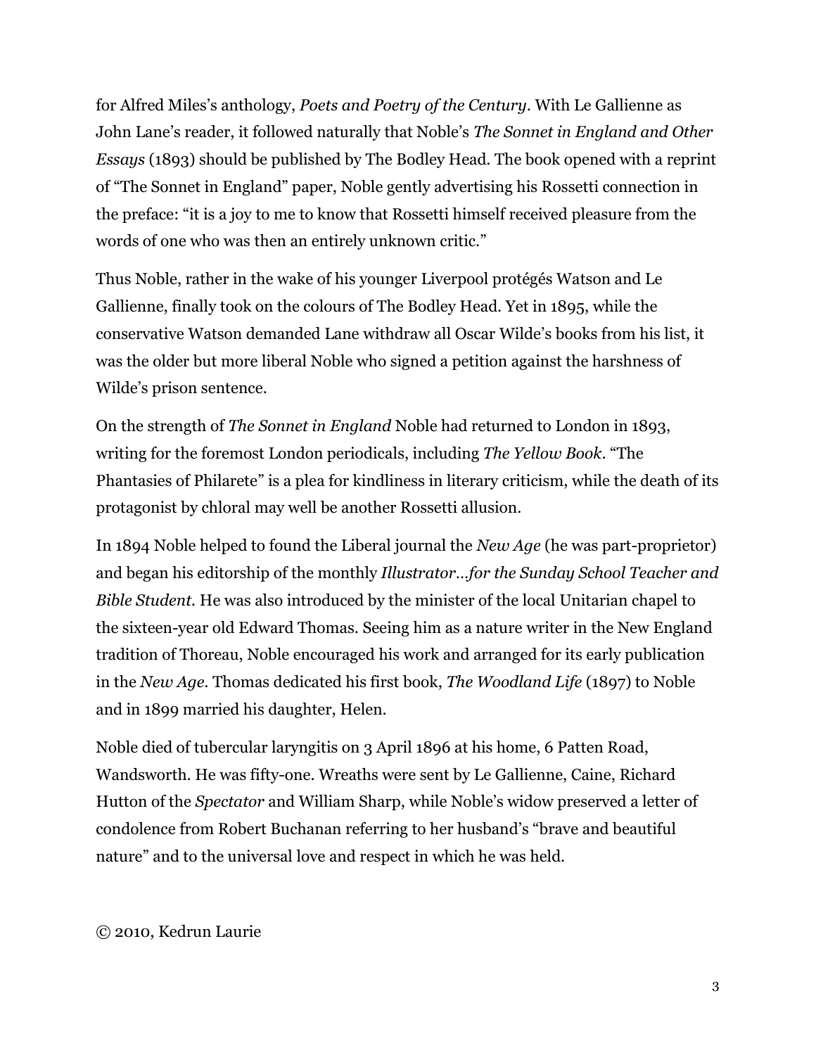for Alfred Miles's anthology, *Poets and Poetry of the Century*. With Le Gallienne as John Lane's reader, it followed naturally that Noble's *The Sonnet in England and Other Essays* (1893) should be published by The Bodley Head. The book opened with a reprint of "The Sonnet in England" paper, Noble gently advertising his Rossetti connection in the preface: "it is a joy to me to know that Rossetti himself received pleasure from the words of one who was then an entirely unknown critic."

Thus Noble, rather in the wake of his younger Liverpool protégés Watson and Le Gallienne, finally took on the colours of The Bodley Head. Yet in 1895, while the conservative Watson demanded Lane withdraw all Oscar Wilde's books from his list, it was the older but more liberal Noble who signed a petition against the harshness of Wilde's prison sentence.

On the strength of *The Sonnet in England* Noble had returned to London in 1893, writing for the foremost London periodicals, including *The Yellow Book*. "The Phantasies of Philarete" is a plea for kindliness in literary criticism, while the death of its protagonist by chloral may well be another Rossetti allusion.

In 1894 Noble helped to found the Liberal journal the *New Age* (he was part-proprietor) and began his editorship of the monthly *Illustrator…for the Sunday School Teacher and Bible Student*. He was also introduced by the minister of the local Unitarian chapel to the sixteen-year old Edward Thomas. Seeing him as a nature writer in the New England tradition of Thoreau, Noble encouraged his work and arranged for its early publication in the *New Age*. Thomas dedicated his first book, *The Woodland Life* (1897) to Noble and in 1899 married his daughter, Helen.

Noble died of tubercular laryngitis on 3 April 1896 at his home, 6 Patten Road, Wandsworth. He was fifty-one. Wreaths were sent by Le Gallienne, Caine, Richard Hutton of the *Spectator* and William Sharp, while Noble's widow preserved a letter of condolence from Robert Buchanan referring to her husband's "brave and beautiful nature" and to the universal love and respect in which he was held.

© 2010, Kedrun Laurie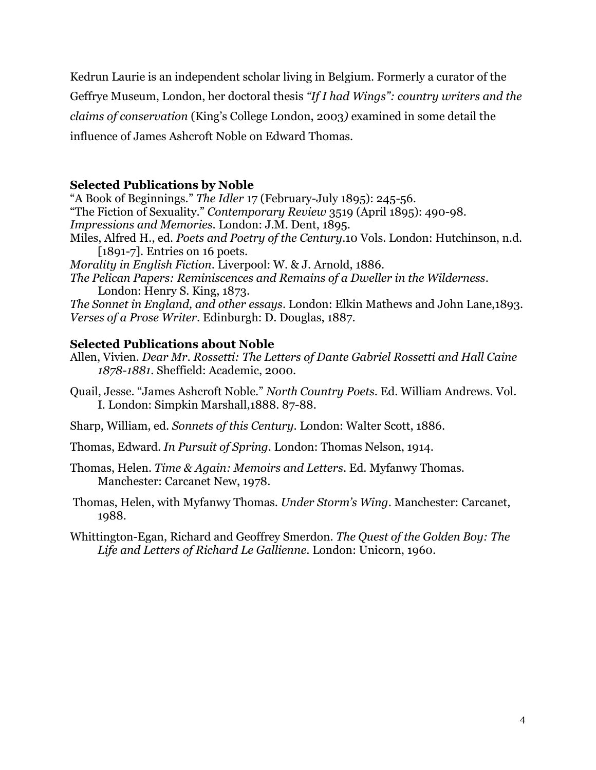Kedrun Laurie is an independent scholar living in Belgium. Formerly a curator of the Geffrye Museum, London, her doctoral thesis *"If I had Wings": country writers and the claims of conservation* (King's College London, 2003) examined in some detail the influence of James Ashcroft Noble on Edward Thomas.

### Selected Publications by Noble

"A Book of Beginnings." *The Idler* 17 (February-July 1895): 245-56.

"The Fiction of Sexuality." *Contemporary Review* 3519 (April 1895): 490-98.

*Impressions and Memories*. London: J.M. Dent, 1895.

Miles, Alfred H., ed. *Poets and Poetry of the Century*.10 Vols. London: Hutchinson, n.d. [1891-7]. Entries on 16 poets.

*Morality in English Fiction*. Liverpool: W. & J. Arnold, 1886.

*The Pelican Papers: Reminiscences and Remains of a Dweller in the Wilderness*. London: Henry S. King, 1873.

*The Sonnet in England, and other essays*. London: Elkin Mathews and John Lane,1893.

*Verses of a Prose Writer*. Edinburgh: D. Douglas, 1887.

### Selected Publications about Noble

Allen, Vivien. *Dear Mr. Rossetti: The Letters of Dante Gabriel Rossetti and Hall Caine 1878-1881*. Sheffield: Academic, 2000.

Quail, Jesse. "James Ashcroft Noble." *North Country Poets*. Ed. William Andrews. Vol. I. London: Simpkin Marshall,1888. 87-88.

Sharp, William, ed. *Sonnets of this Century*. London: Walter Scott, 1886.

Thomas, Edward. *In Pursuit of Spring*. London: Thomas Nelson, 1914.

Thomas, Helen. *Time & Again: Memoirs and Letters*. Ed. Myfanwy Thomas. Manchester: Carcanet New, 1978.

Thomas, Helen, with Myfanwy Thomas. *Under Storm's Wing*. Manchester: Carcanet, 1988.

Whittington-Egan, Richard and Geoffrey Smerdon. *The Quest of the Golden Boy: The Life and Letters of Richard Le Gallienne*. London: Unicorn, 1960.